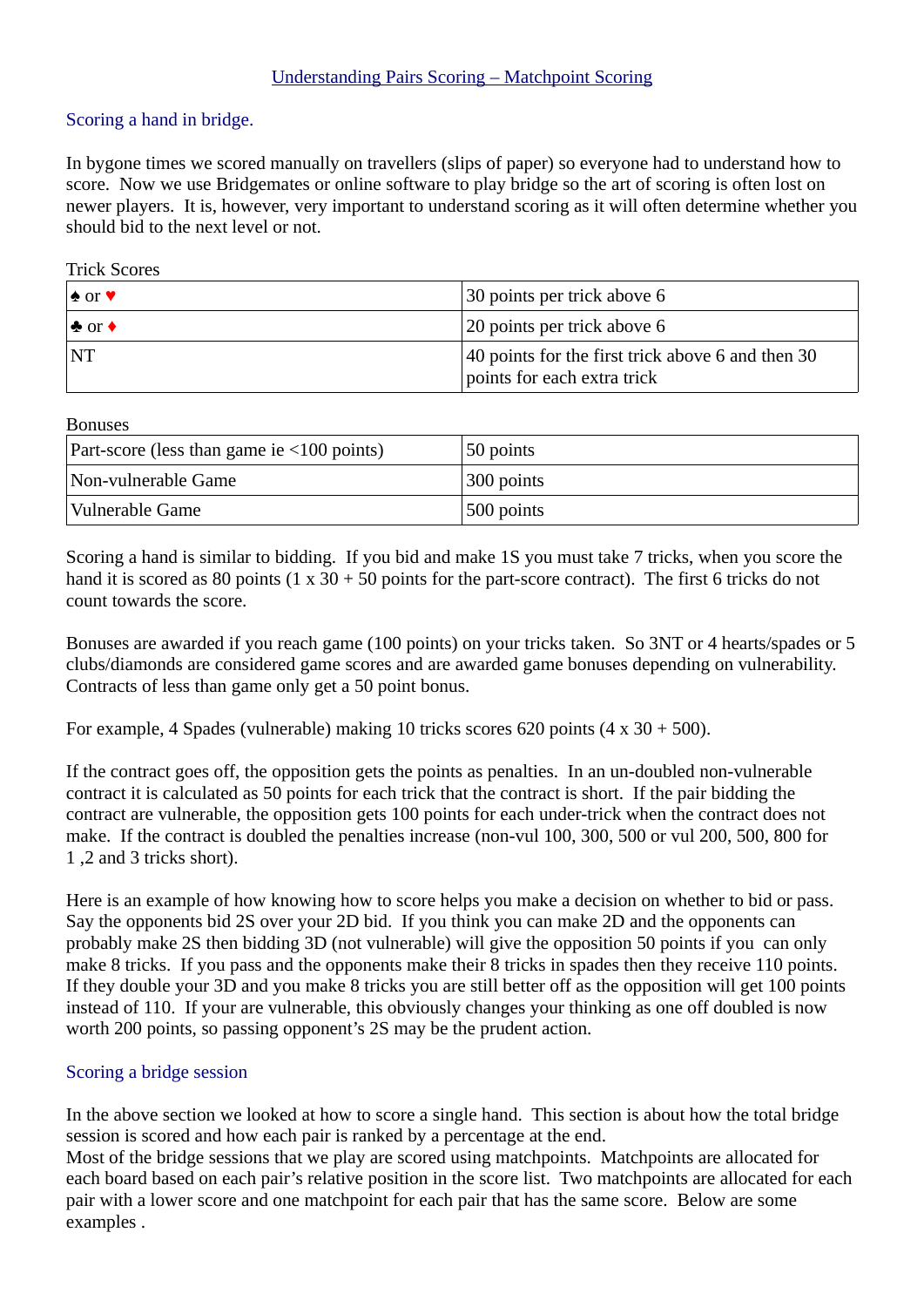# Understanding Pairs Scoring – Matchpoint Scoring

## Scoring a hand in bridge.

In bygone times we scored manually on travellers (slips of paper) so everyone had to understand how to score. Now we use Bridgemates or online software to play bridge so the art of scoring is often lost on newer players. It is, however, very important to understand scoring as it will often determine whether you should bid to the next level or not.

Trick Scores

| | |
|---|---|
| ♠ or ♥ | 30 points per trick above 6 |
| ♣ or ♦ | 20 points per trick above 6 |
| NT | 40 points for the first trick above 6 and then 30 points for each extra trick |

Bonuses

| | |
|---|---|
| Part-score (less than game ie <100 points) | 50 points |
| Non-vulnerable Game | 300 points |
| Vulnerable Game | 500 points |

Scoring a hand is similar to bidding. If you bid and make 1S you must take 7 tricks, when you score the hand it is scored as 80 points (1 x 30 + 50 points for the part-score contract). The first 6 tricks do not count towards the score.

Bonuses are awarded if you reach game (100 points) on your tricks taken. So 3NT or 4 hearts/spades or 5 clubs/diamonds are considered game scores and are awarded game bonuses depending on vulnerability. Contracts of less than game only get a 50 point bonus.

For example, 4 Spades (vulnerable) making 10 tricks scores 620 points (4 x 30 + 500).

If the contract goes off, the opposition gets the points as penalties. In an un-doubled non-vulnerable contract it is calculated as 50 points for each trick that the contract is short. If the pair bidding the contract are vulnerable, the opposition gets 100 points for each under-trick when the contract does not make. If the contract is doubled the penalties increase (non-vul 100, 300, 500 or vul 200, 500, 800 for 1 ,2 and 3 tricks short).

Here is an example of how knowing how to score helps you make a decision on whether to bid or pass. Say the opponents bid 2S over your 2D bid. If you think you can make 2D and the opponents can probably make 2S then bidding 3D (not vulnerable) will give the opposition 50 points if you can only make 8 tricks. If you pass and the opponents make their 8 tricks in spades then they receive 110 points. If they double your 3D and you make 8 tricks you are still better off as the opposition will get 100 points instead of 110. If your are vulnerable, this obviously changes your thinking as one off doubled is now worth 200 points, so passing opponent's 2S may be the prudent action.

## Scoring a bridge session

In the above section we looked at how to score a single hand. This section is about how the total bridge session is scored and how each pair is ranked by a percentage at the end.
Most of the bridge sessions that we play are scored using matchpoints. Matchpoints are allocated for each board based on each pair's relative position in the score list. Two matchpoints are allocated for each pair with a lower score and one matchpoint for each pair that has the same score. Below are some examples .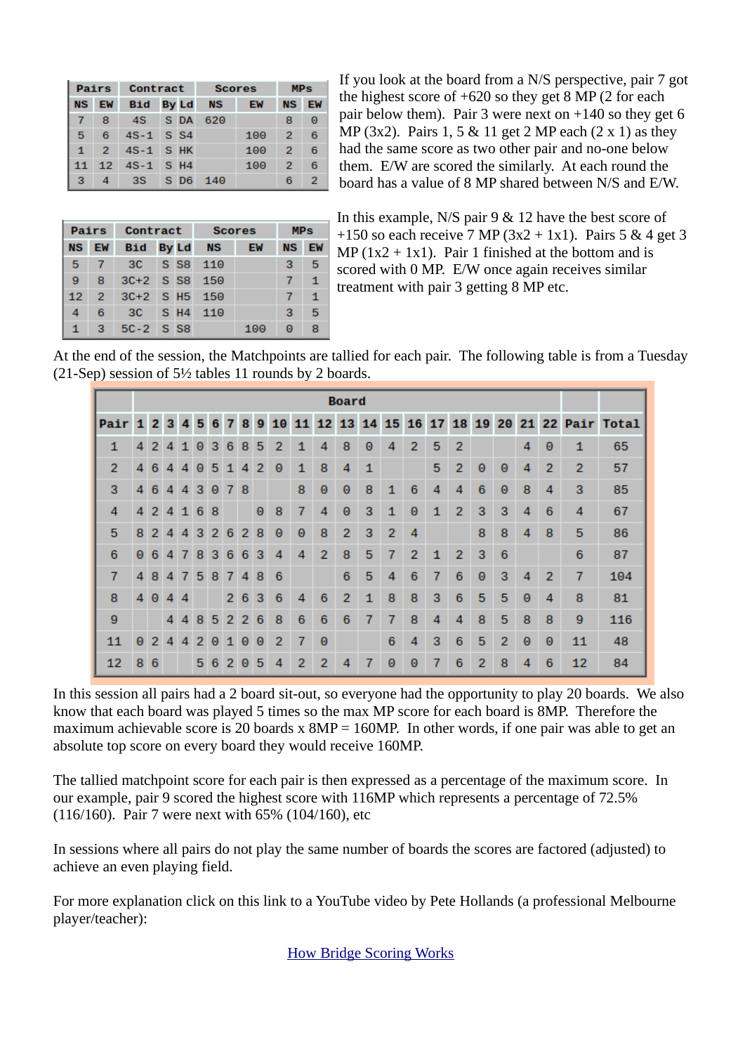| Pairs | | Contract | | | Scores | | MPs | |
|---|---|---|---|---|---|---|---|---|
| NS | EW | Bid | By | Ld | NS | EW | NS | EW |
| 7 | 8 | 4S | S | DA | 620 | | 8 | 0 |
| 5 | 6 | 4S-1 | S | S4 | | 100 | 2 | 6 |
| 1 | 2 | 4S-1 | S | HK | | 100 | 2 | 6 |
| 11 | 12 | 4S-1 | S | H4 | | 100 | 2 | 6 |
| 3 | 4 | 3S | S | D6 | 140 | | 6 | 2 |

If you look at the board from a N/S perspective, pair 7 got the highest score of +620 so they get 8 MP (2 for each pair below them). Pair 3 were next on +140 so they get 6 MP (3x2). Pairs 1, 5 & 11 get 2 MP each (2 x 1) as they had the same score as two other pair and no-one below them. E/W are scored the similarly. At each round the board has a value of 8 MP shared between N/S and E/W.

| Pairs | | Contract | | | Scores | | MPs | |
|---|---|---|---|---|---|---|---|---|
| NS | EW | Bid | By | Ld | NS | EW | NS | EW |
| 5 | 7 | 3C | S | S8 | 110 | | 3 | 5 |
| 9 | 8 | 3C+2 | S | S8 | 150 | | 7 | 1 |
| 12 | 2 | 3C+2 | S | H5 | 150 | | 7 | 1 |
| 4 | 6 | 3C | S | H4 | 110 | | 3 | 5 |
| 1 | 3 | 5C-2 | S | S8 | | 100 | 0 | 8 |

In this example, N/S pair 9 & 12 have the best score of +150 so each receive 7 MP (3x2 + 1x1). Pairs 5 & 4 get 3 MP (1x2 + 1x1). Pair 1 finished at the bottom and is scored with 0 MP. E/W once again receives similar treatment with pair 3 getting 8 MP etc.

At the end of the session, the Matchpoints are tallied for each pair. The following table is from a Tuesday (21-Sep) session of 5½ tables 11 rounds by 2 boards.

| | Board | | | | | | | | | | | | | | | | | | | | | | | |
|---|---|---|---|---|---|---|---|---|---|---|---|---|---|---|---|---|---|---|---|---|---|---|---|---|
| Pair | 1 | 2 | 3 | 4 | 5 | 6 | 7 | 8 | 9 | 10 | 11 | 12 | 13 | 14 | 15 | 16 | 17 | 18 | 19 | 20 | 21 | 22 | Pair | Total |
| 1 | 4 | 2 | 4 | 1 | 0 | 3 | 6 | 8 | 5 | 2 | 1 | 4 | 8 | 0 | 4 | 2 | 5 | 2 | | | 4 | 0 | 1 | 65 |
| 2 | 4 | 6 | 4 | 4 | 0 | 5 | 1 | 4 | 2 | 0 | 1 | 8 | 4 | 1 | | | 5 | 2 | 0 | 0 | 4 | 2 | 2 | 57 |
| 3 | 4 | 6 | 4 | 4 | 3 | 0 | 7 | 8 | | | 8 | 0 | 0 | 8 | 1 | 6 | 4 | 4 | 6 | 0 | 8 | 4 | 3 | 85 |
| 4 | 4 | 2 | 4 | 1 | 6 | 8 | | | 0 | 8 | 7 | 4 | 0 | 3 | 1 | 0 | 1 | 2 | 3 | 3 | 4 | 6 | 4 | 67 |
| 5 | 8 | 2 | 4 | 4 | 3 | 2 | 6 | 2 | 8 | 0 | 0 | 8 | 2 | 3 | 2 | 4 | | | 8 | 8 | 4 | 8 | 5 | 86 |
| 6 | 0 | 6 | 4 | 7 | 8 | 3 | 6 | 6 | 3 | 4 | 4 | 2 | 8 | 5 | 7 | 2 | 1 | 2 | 3 | 6 | | | 6 | 87 |
| 7 | 4 | 8 | 4 | 7 | 5 | 8 | 7 | 4 | 8 | 6 | | | 6 | 5 | 4 | 6 | 7 | 6 | 0 | 3 | 4 | 2 | 7 | 104 |
| 8 | 4 | 0 | 4 | 4 | | | 2 | 6 | 3 | 6 | 4 | 6 | 2 | 1 | 8 | 8 | 3 | 6 | 5 | 5 | 0 | 4 | 8 | 81 |
| 9 | | | 4 | 4 | 8 | 5 | 2 | 2 | 6 | 8 | 6 | 6 | 6 | 7 | 7 | 8 | 4 | 4 | 8 | 5 | 8 | 8 | 9 | 116 |
| 11 | 0 | 2 | 4 | 4 | 2 | 0 | 1 | 0 | 0 | 2 | 7 | 0 | | | 6 | 4 | 3 | 6 | 5 | 2 | 0 | 0 | 11 | 48 |
| 12 | 8 | 6 | | | 5 | 6 | 2 | 0 | 5 | 4 | 2 | 2 | 4 | 7 | 0 | 0 | 7 | 6 | 2 | 8 | 4 | 6 | 12 | 84 |

In this session all pairs had a 2 board sit-out, so everyone had the opportunity to play 20 boards. We also know that each board was played 5 times so the max MP score for each board is 8MP. Therefore the maximum achievable score is 20 boards x 8MP = 160MP. In other words, if one pair was able to get an absolute top score on every board they would receive 160MP.

The tallied matchpoint score for each pair is then expressed as a percentage of the maximum score. In our example, pair 9 scored the highest score with 116MP which represents a percentage of 72.5% (116/160). Pair 7 were next with 65% (104/160), etc

In sessions where all pairs do not play the same number of boards the scores are factored (adjusted) to achieve an even playing field.

For more explanation click on this link to a YouTube video by Pete Hollands (a professional Melbourne player/teacher):

How Bridge Scoring Works